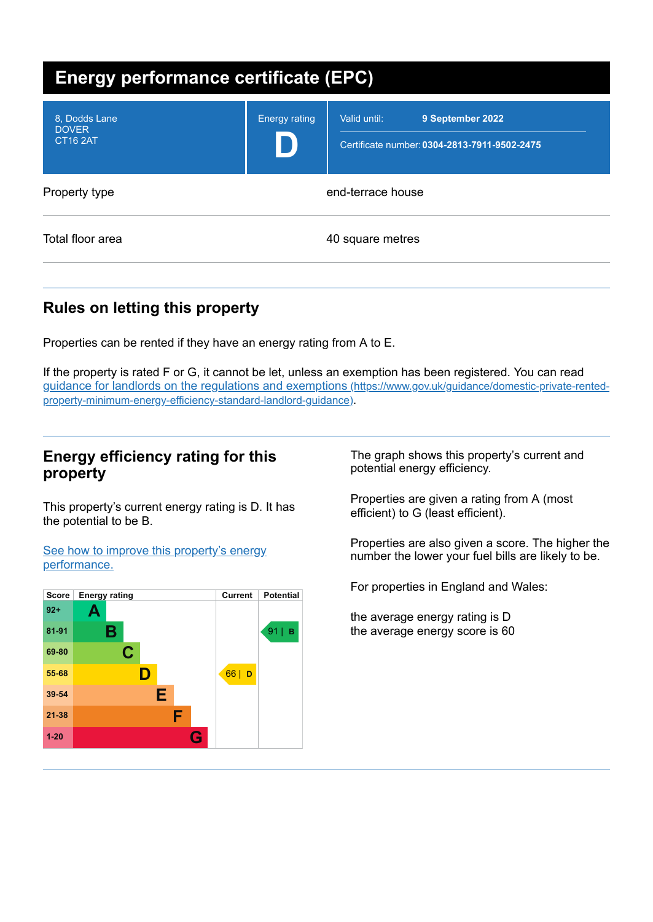# Energy performance certificate (EPC)

| | | |
|---|---|---|
| 8, Dodds Lane<br>DOVER<br>CT16 2AT | Energy rating<br>**D** | Valid until: **9 September 2022**<br>Certificate number: **0304-2813-7911-9502-2475** |

| | |
|---|---|
| Property type | end-terrace house |
| Total floor area | 40 square metres |

## Rules on letting this property

Properties can be rented if they have an energy rating from A to E.

If the property is rated F or G, it cannot be let, unless an exemption has been registered. You can read [guidance for landlords on the regulations and exemptions (https://www.gov.uk/guidance/domestic-private-rented-property-minimum-energy-efficiency-standard-landlord-guidance)](https://www.gov.uk/guidance/domestic-private-rented-property-minimum-energy-efficiency-standard-landlord-guidance).

## Energy efficiency rating for this property

This property's current energy rating is D. It has the potential to be B.

[See how to improve this property's energy performance.]()

| Score | Energy rating | Current | Potential |
|---|---|---|---|
| 92+ | A | | |
| 81-91 | B | | 91 \| B |
| 69-80 | C | | |
| 55-68 | D | 66 \| D | |
| 39-54 | E | | |
| 21-38 | F | | |
| 1-20 | G | | |

The graph shows this property's current and potential energy efficiency.

Properties are given a rating from A (most efficient) to G (least efficient).

Properties are also given a score. The higher the number the lower your fuel bills are likely to be.

For properties in England and Wales:

the average energy rating is D
the average energy score is 60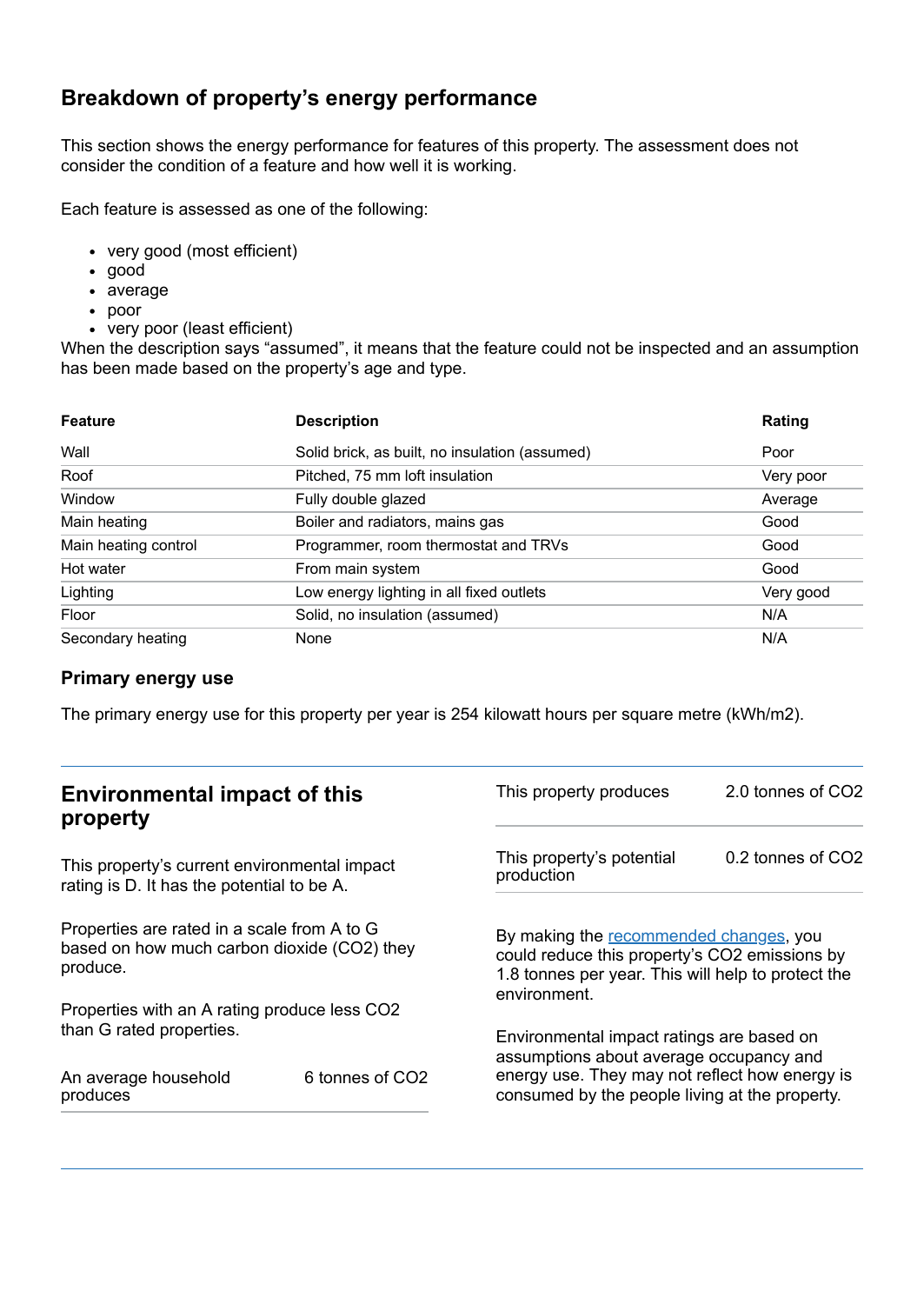## Breakdown of property's energy performance

This section shows the energy performance for features of this property. The assessment does not consider the condition of a feature and how well it is working.

Each feature is assessed as one of the following:

- very good (most efficient)
- good
- average
- poor
- very poor (least efficient)

When the description says "assumed", it means that the feature could not be inspected and an assumption has been made based on the property's age and type.

| Feature | Description | Rating |
|---|---|---|
| Wall | Solid brick, as built, no insulation (assumed) | Poor |
| Roof | Pitched, 75 mm loft insulation | Very poor |
| Window | Fully double glazed | Average |
| Main heating | Boiler and radiators, mains gas | Good |
| Main heating control | Programmer, room thermostat and TRVs | Good |
| Hot water | From main system | Good |
| Lighting | Low energy lighting in all fixed outlets | Very good |
| Floor | Solid, no insulation (assumed) | N/A |
| Secondary heating | None | N/A |

### Primary energy use

The primary energy use for this property per year is 254 kilowatt hours per square metre (kWh/m2).

## Environmental impact of this property

This property's current environmental impact rating is D. It has the potential to be A.

Properties are rated in a scale from A to G based on how much carbon dioxide ($CO_2$) they produce.

Properties with an A rating produce less $CO_2$ than G rated properties.

| | |
|---|---|
| An average household produces | 6 tonnes of $CO_2$ |
| This property produces | 2.0 tonnes of $CO_2$ |
| This property's potential production | 0.2 tonnes of $CO_2$ |

By making the recommended changes, you could reduce this property's $CO_2$ emissions by 1.8 tonnes per year. This will help to protect the environment.

Environmental impact ratings are based on assumptions about average occupancy and energy use. They may not reflect how energy is consumed by the people living at the property.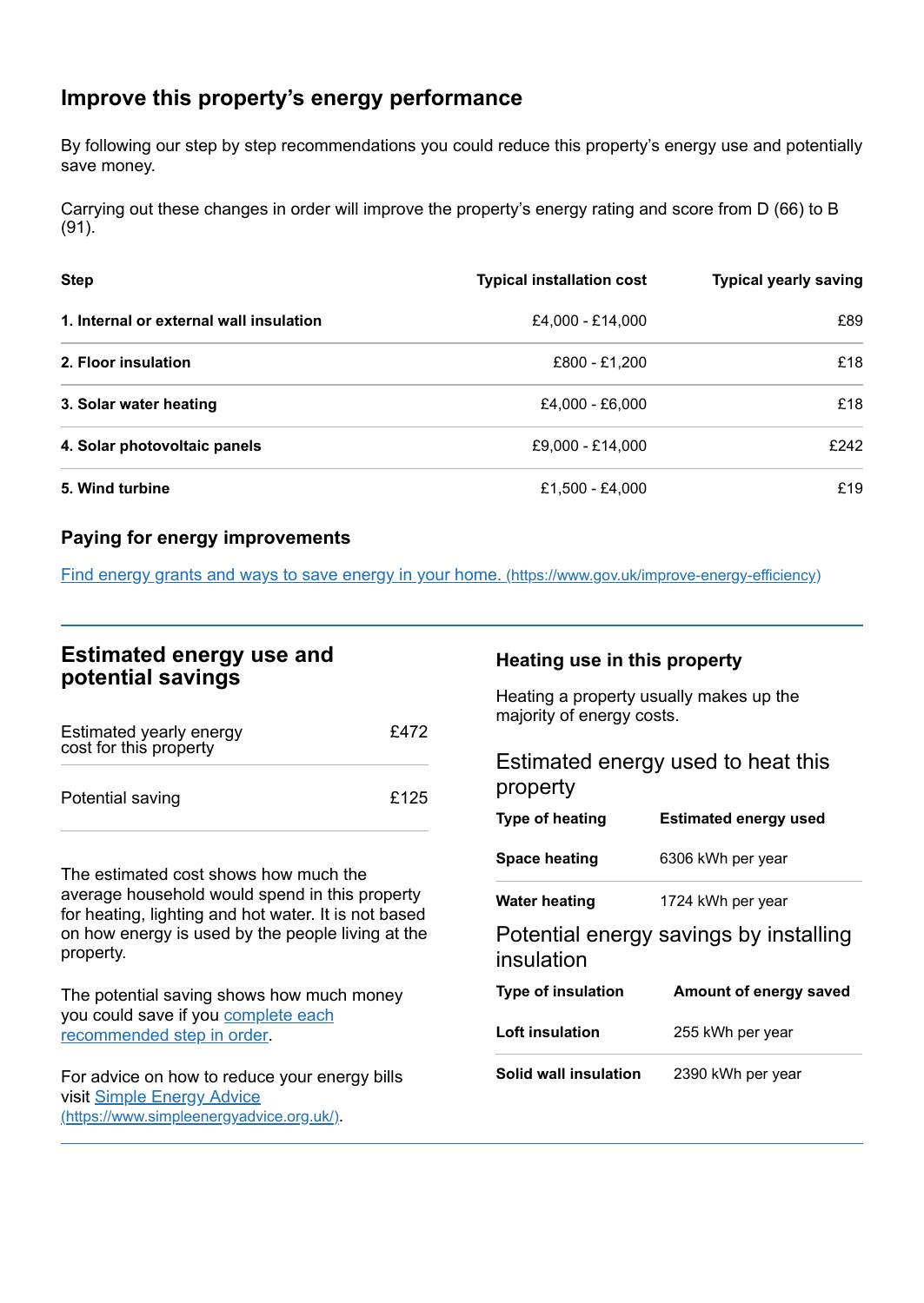## Improve this property's energy performance

By following our step by step recommendations you could reduce this property's energy use and potentially save money.

Carrying out these changes in order will improve the property's energy rating and score from D (66) to B (91).

| Step | Typical installation cost | Typical yearly saving |
|---|---|---|
| **1. Internal or external wall insulation** | £4,000 - £14,000 | £89 |
| **2. Floor insulation** | £800 - £1,200 | £18 |
| **3. Solar water heating** | £4,000 - £6,000 | £18 |
| **4. Solar photovoltaic panels** | £9,000 - £14,000 | £242 |
| **5. Wind turbine** | £1,500 - £4,000 | £19 |

### Paying for energy improvements

[Find energy grants and ways to save energy in your home.](https://www.gov.uk/improve-energy-efficiency) (https://www.gov.uk/improve-energy-efficiency)

## Estimated energy use and potential savings

| | |
|---|---|
| Estimated yearly energy cost for this property | £472 |
| Potential saving | £125 |

The estimated cost shows how much the average household would spend in this property for heating, lighting and hot water. It is not based on how energy is used by the people living at the property.

The potential saving shows how much money you could save if you complete each recommended step in order.

For advice on how to reduce your energy bills visit [Simple Energy Advice](https://www.simpleenergyadvice.org.uk/) (https://www.simpleenergyadvice.org.uk/).

### Heating use in this property

Heating a property usually makes up the majority of energy costs.

### Estimated energy used to heat this property

| Type of heating | Estimated energy used |
|---|---|
| **Space heating** | 6306 kWh per year |
| **Water heating** | 1724 kWh per year |

### Potential energy savings by installing insulation

| Type of insulation | Amount of energy saved |
|---|---|
| **Loft insulation** | 255 kWh per year |
| **Solid wall insulation** | 2390 kWh per year |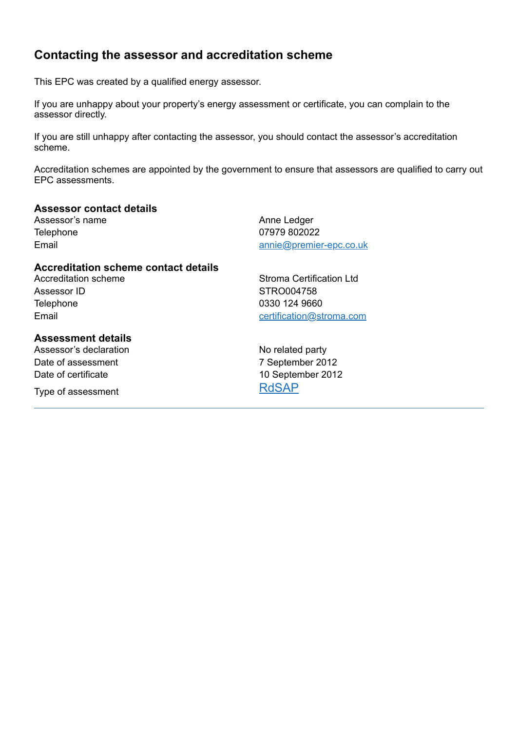## Contacting the assessor and accreditation scheme

This EPC was created by a qualified energy assessor.

If you are unhappy about your property's energy assessment or certificate, you can complain to the assessor directly.

If you are still unhappy after contacting the assessor, you should contact the assessor's accreditation scheme.

Accreditation schemes are appointed by the government to ensure that assessors are qualified to carry out EPC assessments.

### Assessor contact details

| | |
|---|---|
| Assessor's name | Anne Ledger |
| Telephone | 07979 802022 |
| Email | annie@premier-epc.co.uk |

### Accreditation scheme contact details

| | |
|---|---|
| Accreditation scheme | Stroma Certification Ltd |
| Assessor ID | STRO004758 |
| Telephone | 0330 124 9660 |
| Email | certification@stroma.com |

### Assessment details

| | |
|---|---|
| Assessor's declaration | No related party |
| Date of assessment | 7 September 2012 |
| Date of certificate | 10 September 2012 |
| Type of assessment | RdSAP |